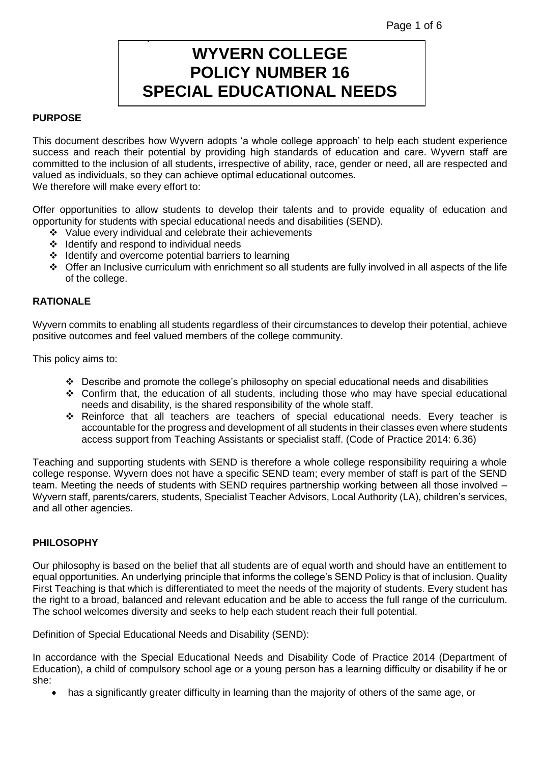# WYVERN COLLEGE
# POLICY NUMBER 16
# SPECIAL EDUCATIONAL NEEDS

**PURPOSE**

This document describes how Wyvern adopts 'a whole college approach' to help each student experience success and reach their potential by providing high standards of education and care. Wyvern staff are committed to the inclusion of all students, irrespective of ability, race, gender or need, all are respected and valued as individuals, so they can achieve optimal educational outcomes.
We therefore will make every effort to:

Offer opportunities to allow students to develop their talents and to provide equality of education and opportunity for students with special educational needs and disabilities (SEND).

- Value every individual and celebrate their achievements
- Identify and respond to individual needs
- Identify and overcome potential barriers to learning
- Offer an Inclusive curriculum with enrichment so all students are fully involved in all aspects of the life of the college.

**RATIONALE**

Wyvern commits to enabling all students regardless of their circumstances to develop their potential, achieve positive outcomes and feel valued members of the college community.

This policy aims to:

- Describe and promote the college's philosophy on special educational needs and disabilities
- Confirm that, the education of all students, including those who may have special educational needs and disability, is the shared responsibility of the whole staff.
- Reinforce that all teachers are teachers of special educational needs. Every teacher is accountable for the progress and development of all students in their classes even where students access support from Teaching Assistants or specialist staff. (Code of Practice 2014: 6.36)

Teaching and supporting students with SEND is therefore a whole college responsibility requiring a whole college response. Wyvern does not have a specific SEND team; every member of staff is part of the SEND team. Meeting the needs of students with SEND requires partnership working between all those involved – Wyvern staff, parents/carers, students, Specialist Teacher Advisors, Local Authority (LA), children's services, and all other agencies.

**PHILOSOPHY**

Our philosophy is based on the belief that all students are of equal worth and should have an entitlement to equal opportunities. An underlying principle that informs the college's SEND Policy is that of inclusion. Quality First Teaching is that which is differentiated to meet the needs of the majority of students. Every student has the right to a broad, balanced and relevant education and be able to access the full range of the curriculum. The school welcomes diversity and seeks to help each student reach their full potential.

Definition of Special Educational Needs and Disability (SEND):

In accordance with the Special Educational Needs and Disability Code of Practice 2014 (Department of Education), a child of compulsory school age or a young person has a learning difficulty or disability if he or she:

- has a significantly greater difficulty in learning than the majority of others of the same age, or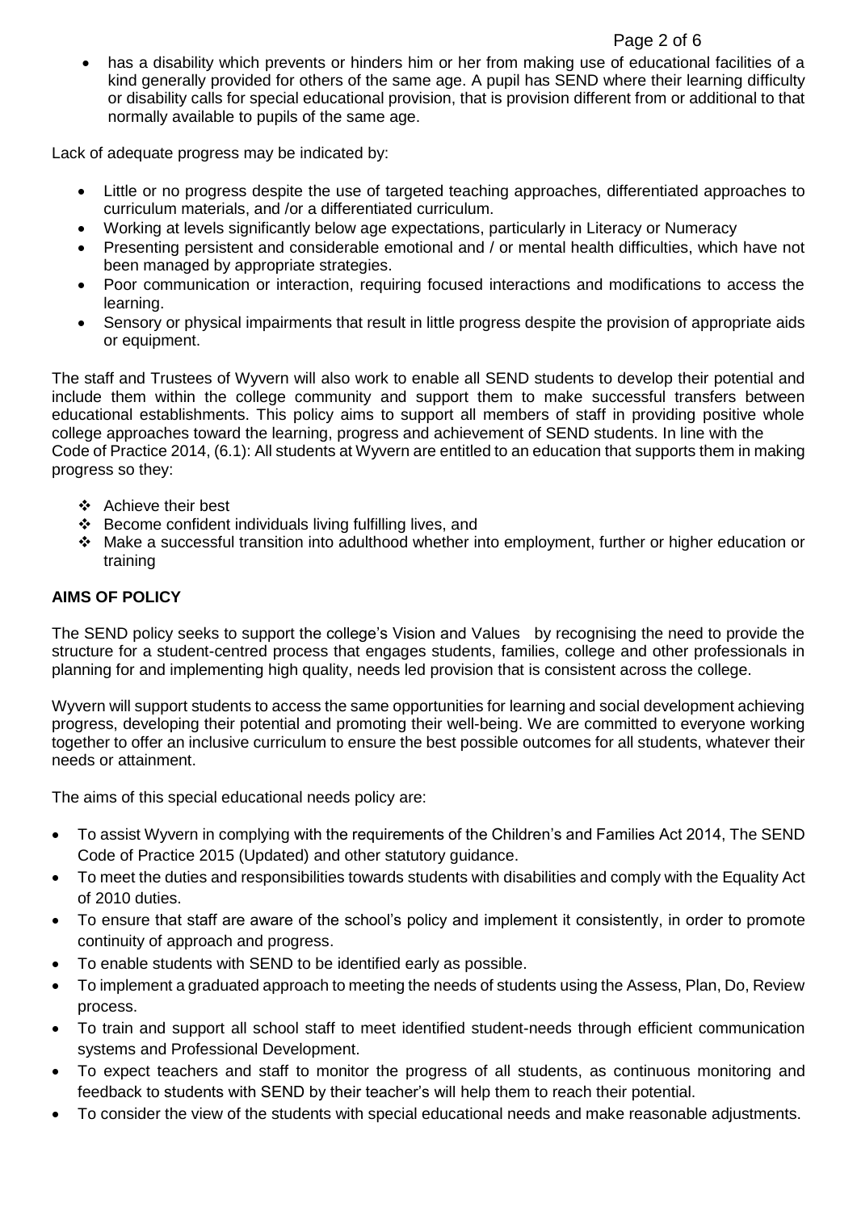- has a disability which prevents or hinders him or her from making use of educational facilities of a kind generally provided for others of the same age. A pupil has SEND where their learning difficulty or disability calls for special educational provision, that is provision different from or additional to that normally available to pupils of the same age.

Lack of adequate progress may be indicated by:

- Little or no progress despite the use of targeted teaching approaches, differentiated approaches to curriculum materials, and /or a differentiated curriculum.
- Working at levels significantly below age expectations, particularly in Literacy or Numeracy
- Presenting persistent and considerable emotional and / or mental health difficulties, which have not been managed by appropriate strategies.
- Poor communication or interaction, requiring focused interactions and modifications to access the learning.
- Sensory or physical impairments that result in little progress despite the provision of appropriate aids or equipment.

The staff and Trustees of Wyvern will also work to enable all SEND students to develop their potential and include them within the college community and support them to make successful transfers between educational establishments. This policy aims to support all members of staff in providing positive whole college approaches toward the learning, progress and achievement of SEND students. In line with the Code of Practice 2014, (6.1): All students at Wyvern are entitled to an education that supports them in making progress so they:

- ❖ Achieve their best
- ❖ Become confident individuals living fulfilling lives, and
- ❖ Make a successful transition into adulthood whether into employment, further or higher education or training

**AIMS OF POLICY**

The SEND policy seeks to support the college's Vision and Values by recognising the need to provide the structure for a student-centred process that engages students, families, college and other professionals in planning for and implementing high quality, needs led provision that is consistent across the college.

Wyvern will support students to access the same opportunities for learning and social development achieving progress, developing their potential and promoting their well-being. We are committed to everyone working together to offer an inclusive curriculum to ensure the best possible outcomes for all students, whatever their needs or attainment.

The aims of this special educational needs policy are:

- To assist Wyvern in complying with the requirements of the Children's and Families Act 2014, The SEND Code of Practice 2015 (Updated) and other statutory guidance.
- To meet the duties and responsibilities towards students with disabilities and comply with the Equality Act of 2010 duties.
- To ensure that staff are aware of the school's policy and implement it consistently, in order to promote continuity of approach and progress.
- To enable students with SEND to be identified early as possible.
- To implement a graduated approach to meeting the needs of students using the Assess, Plan, Do, Review process.
- To train and support all school staff to meet identified student-needs through efficient communication systems and Professional Development.
- To expect teachers and staff to monitor the progress of all students, as continuous monitoring and feedback to students with SEND by their teacher's will help them to reach their potential.
- To consider the view of the students with special educational needs and make reasonable adjustments.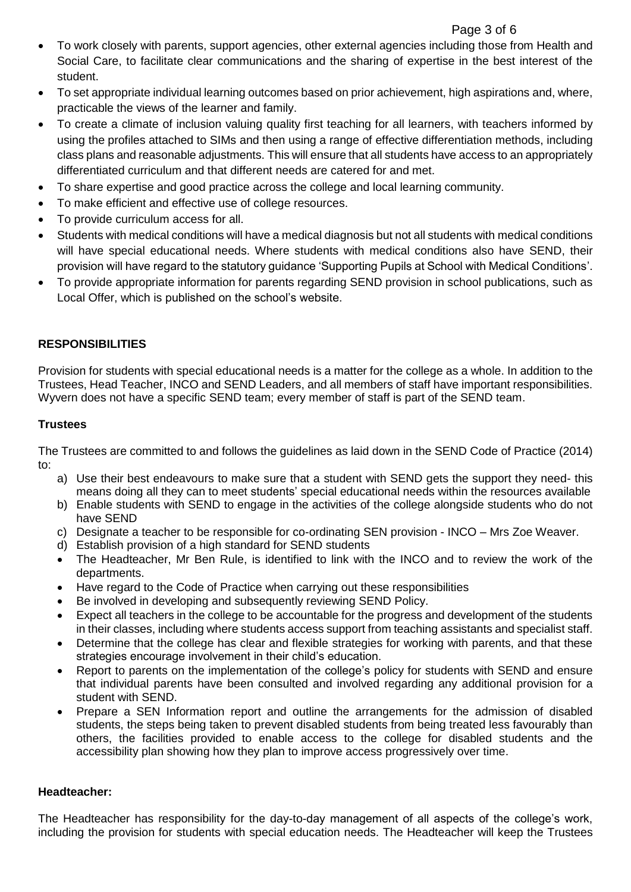- To work closely with parents, support agencies, other external agencies including those from Health and Social Care, to facilitate clear communications and the sharing of expertise in the best interest of the student.
- To set appropriate individual learning outcomes based on prior achievement, high aspirations and, where, practicable the views of the learner and family.
- To create a climate of inclusion valuing quality first teaching for all learners, with teachers informed by using the profiles attached to SIMs and then using a range of effective differentiation methods, including class plans and reasonable adjustments. This will ensure that all students have access to an appropriately differentiated curriculum and that different needs are catered for and met.
- To share expertise and good practice across the college and local learning community.
- To make efficient and effective use of college resources.
- To provide curriculum access for all.
- Students with medical conditions will have a medical diagnosis but not all students with medical conditions will have special educational needs. Where students with medical conditions also have SEND, their provision will have regard to the statutory guidance 'Supporting Pupils at School with Medical Conditions'.
- To provide appropriate information for parents regarding SEND provision in school publications, such as Local Offer, which is published on the school's website.

## RESPONSIBILITIES

Provision for students with special educational needs is a matter for the college as a whole. In addition to the Trustees, Head Teacher, INCO and SEND Leaders, and all members of staff have important responsibilities. Wyvern does not have a specific SEND team; every member of staff is part of the SEND team.

### Trustees

The Trustees are committed to and follows the guidelines as laid down in the SEND Code of Practice (2014) to:

a) Use their best endeavours to make sure that a student with SEND gets the support they need- this means doing all they can to meet students' special educational needs within the resources available
b) Enable students with SEND to engage in the activities of the college alongside students who do not have SEND
c) Designate a teacher to be responsible for co-ordinating SEN provision - INCO – Mrs Zoe Weaver.
d) Establish provision of a high standard for SEND students

- The Headteacher, Mr Ben Rule, is identified to link with the INCO and to review the work of the departments.
- Have regard to the Code of Practice when carrying out these responsibilities
- Be involved in developing and subsequently reviewing SEND Policy.
- Expect all teachers in the college to be accountable for the progress and development of the students in their classes, including where students access support from teaching assistants and specialist staff.
- Determine that the college has clear and flexible strategies for working with parents, and that these strategies encourage involvement in their child's education.
- Report to parents on the implementation of the college's policy for students with SEND and ensure that individual parents have been consulted and involved regarding any additional provision for a student with SEND.
- Prepare a SEN Information report and outline the arrangements for the admission of disabled students, the steps being taken to prevent disabled students from being treated less favourably than others, the facilities provided to enable access to the college for disabled students and the accessibility plan showing how they plan to improve access progressively over time.

### Headteacher:

The Headteacher has responsibility for the day-to-day management of all aspects of the college's work, including the provision for students with special education needs. The Headteacher will keep the Trustees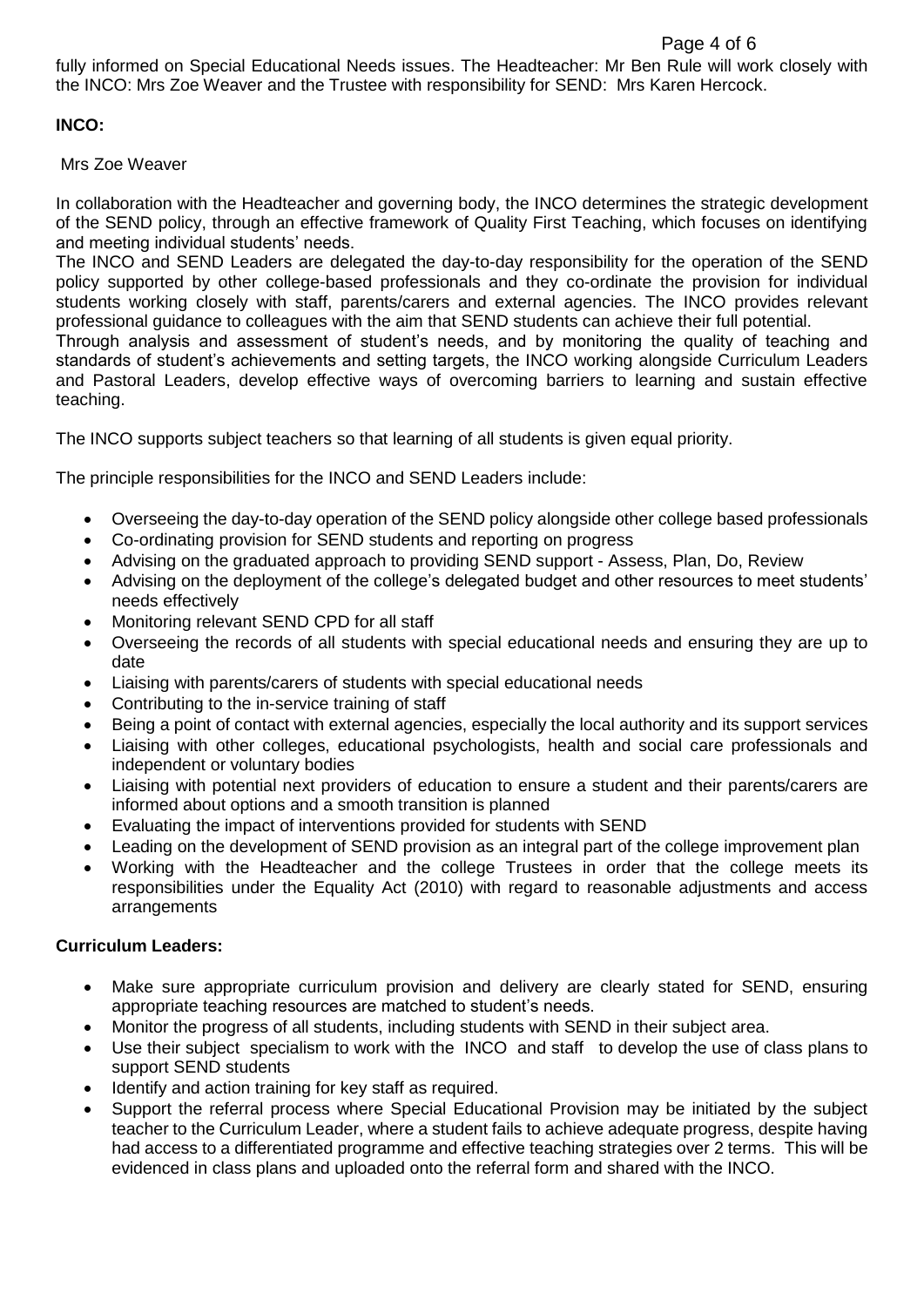fully informed on Special Educational Needs issues. The Headteacher: Mr Ben Rule will work closely with the INCO: Mrs Zoe Weaver and the Trustee with responsibility for SEND: Mrs Karen Hercock.

**INCO:**

Mrs Zoe Weaver

In collaboration with the Headteacher and governing body, the INCO determines the strategic development of the SEND policy, through an effective framework of Quality First Teaching, which focuses on identifying and meeting individual students' needs.

The INCO and SEND Leaders are delegated the day-to-day responsibility for the operation of the SEND policy supported by other college-based professionals and they co-ordinate the provision for individual students working closely with staff, parents/carers and external agencies. The INCO provides relevant professional guidance to colleagues with the aim that SEND students can achieve their full potential.

Through analysis and assessment of student's needs, and by monitoring the quality of teaching and standards of student's achievements and setting targets, the INCO working alongside Curriculum Leaders and Pastoral Leaders, develop effective ways of overcoming barriers to learning and sustain effective teaching.

The INCO supports subject teachers so that learning of all students is given equal priority.

The principle responsibilities for the INCO and SEND Leaders include:

- Overseeing the day-to-day operation of the SEND policy alongside other college based professionals
- Co-ordinating provision for SEND students and reporting on progress
- Advising on the graduated approach to providing SEND support - Assess, Plan, Do, Review
- Advising on the deployment of the college's delegated budget and other resources to meet students' needs effectively
- Monitoring relevant SEND CPD for all staff
- Overseeing the records of all students with special educational needs and ensuring they are up to date
- Liaising with parents/carers of students with special educational needs
- Contributing to the in-service training of staff
- Being a point of contact with external agencies, especially the local authority and its support services
- Liaising with other colleges, educational psychologists, health and social care professionals and independent or voluntary bodies
- Liaising with potential next providers of education to ensure a student and their parents/carers are informed about options and a smooth transition is planned
- Evaluating the impact of interventions provided for students with SEND
- Leading on the development of SEND provision as an integral part of the college improvement plan
- Working with the Headteacher and the college Trustees in order that the college meets its responsibilities under the Equality Act (2010) with regard to reasonable adjustments and access arrangements

**Curriculum Leaders:**

- Make sure appropriate curriculum provision and delivery are clearly stated for SEND, ensuring appropriate teaching resources are matched to student's needs.
- Monitor the progress of all students, including students with SEND in their subject area.
- Use their subject specialism to work with the INCO and staff to develop the use of class plans to support SEND students
- Identify and action training for key staff as required.
- Support the referral process where Special Educational Provision may be initiated by the subject teacher to the Curriculum Leader, where a student fails to achieve adequate progress, despite having had access to a differentiated programme and effective teaching strategies over 2 terms. This will be evidenced in class plans and uploaded onto the referral form and shared with the INCO.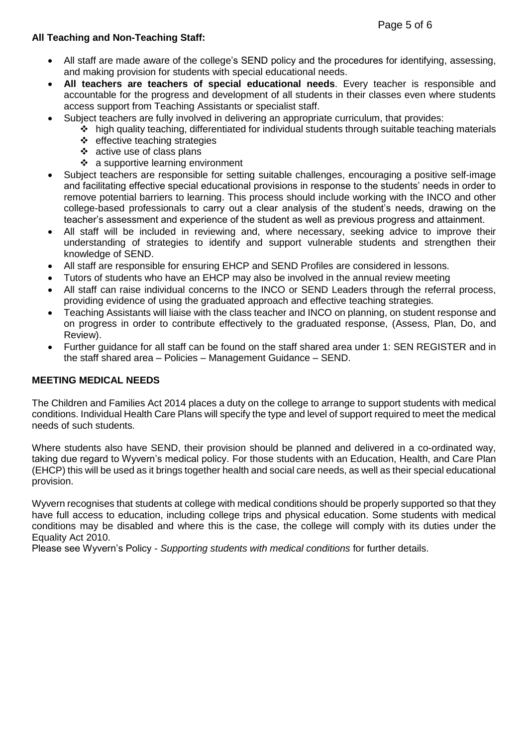**All Teaching and Non-Teaching Staff:**

- All staff are made aware of the college's SEND policy and the procedures for identifying, assessing, and making provision for students with special educational needs.
- **All teachers are teachers of special educational needs**. Every teacher is responsible and accountable for the progress and development of all students in their classes even where students access support from Teaching Assistants or specialist staff.
- Subject teachers are fully involved in delivering an appropriate curriculum, that provides:
  - high quality teaching, differentiated for individual students through suitable teaching materials
  - effective teaching strategies
  - active use of class plans
  - a supportive learning environment
- Subject teachers are responsible for setting suitable challenges, encouraging a positive self-image and facilitating effective special educational provisions in response to the students' needs in order to remove potential barriers to learning. This process should include working with the INCO and other college-based professionals to carry out a clear analysis of the student's needs, drawing on the teacher's assessment and experience of the student as well as previous progress and attainment.
- All staff will be included in reviewing and, where necessary, seeking advice to improve their understanding of strategies to identify and support vulnerable students and strengthen their knowledge of SEND.
- All staff are responsible for ensuring EHCP and SEND Profiles are considered in lessons.
- Tutors of students who have an EHCP may also be involved in the annual review meeting
- All staff can raise individual concerns to the INCO or SEND Leaders through the referral process, providing evidence of using the graduated approach and effective teaching strategies.
- Teaching Assistants will liaise with the class teacher and INCO on planning, on student response and on progress in order to contribute effectively to the graduated response, (Assess, Plan, Do, and Review).
- Further guidance for all staff can be found on the staff shared area under 1: SEN REGISTER and in the staff shared area – Policies – Management Guidance – SEND.

## MEETING MEDICAL NEEDS

The Children and Families Act 2014 places a duty on the college to arrange to support students with medical conditions. Individual Health Care Plans will specify the type and level of support required to meet the medical needs of such students.

Where students also have SEND, their provision should be planned and delivered in a co-ordinated way, taking due regard to Wyvern's medical policy. For those students with an Education, Health, and Care Plan (EHCP) this will be used as it brings together health and social care needs, as well as their special educational provision.

Wyvern recognises that students at college with medical conditions should be properly supported so that they have full access to education, including college trips and physical education. Some students with medical conditions may be disabled and where this is the case, the college will comply with its duties under the Equality Act 2010.

Please see Wyvern's Policy - *Supporting students with medical conditions* for further details.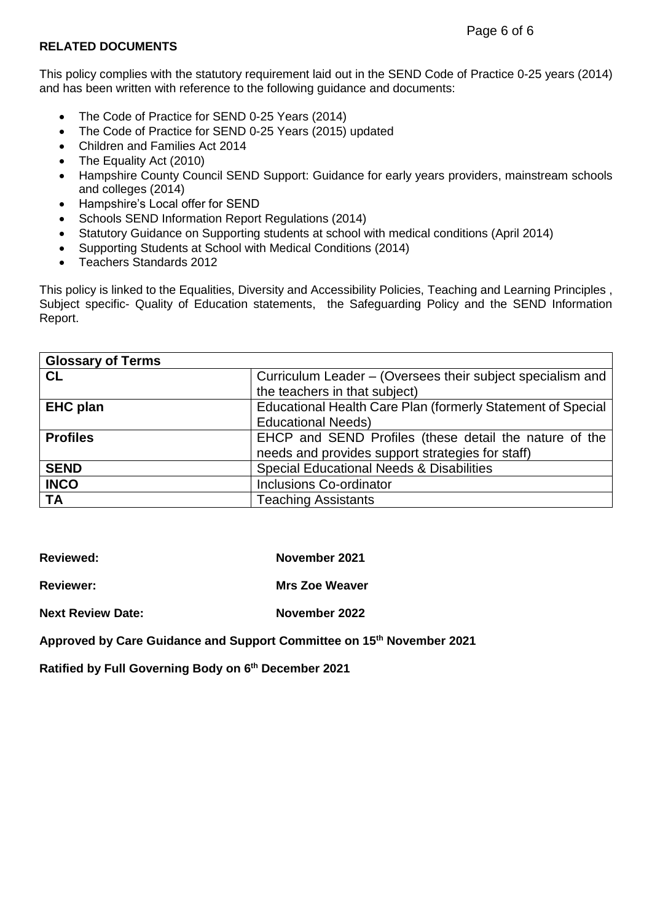## RELATED DOCUMENTS

This policy complies with the statutory requirement laid out in the SEND Code of Practice 0-25 years (2014) and has been written with reference to the following guidance and documents:

- The Code of Practice for SEND 0-25 Years (2014)
- The Code of Practice for SEND 0-25 Years (2015) updated
- Children and Families Act 2014
- The Equality Act (2010)
- Hampshire County Council SEND Support: Guidance for early years providers, mainstream schools and colleges (2014)
- Hampshire's Local offer for SEND
- Schools SEND Information Report Regulations (2014)
- Statutory Guidance on Supporting students at school with medical conditions (April 2014)
- Supporting Students at School with Medical Conditions (2014)
- Teachers Standards 2012

This policy is linked to the Equalities, Diversity and Accessibility Policies, Teaching and Learning Principles , Subject specific- Quality of Education statements, the Safeguarding Policy and the SEND Information Report.

| Glossary of Terms | |
|---|---|
| **CL** | Curriculum Leader – (Oversees their subject specialism and the teachers in that subject) |
| **EHC plan** | Educational Health Care Plan (formerly Statement of Special Educational Needs) |
| **Profiles** | EHCP and SEND Profiles (these detail the nature of the needs and provides support strategies for staff) |
| **SEND** | Special Educational Needs & Disabilities |
| **INCO** | Inclusions Co-ordinator |
| **TA** | Teaching Assistants |

**Reviewed:** **November 2021**

**Reviewer:** **Mrs Zoe Weaver**

**Next Review Date:** **November 2022**

**Approved by Care Guidance and Support Committee on 15th November 2021**

**Ratified by Full Governing Body on 6th December 2021**